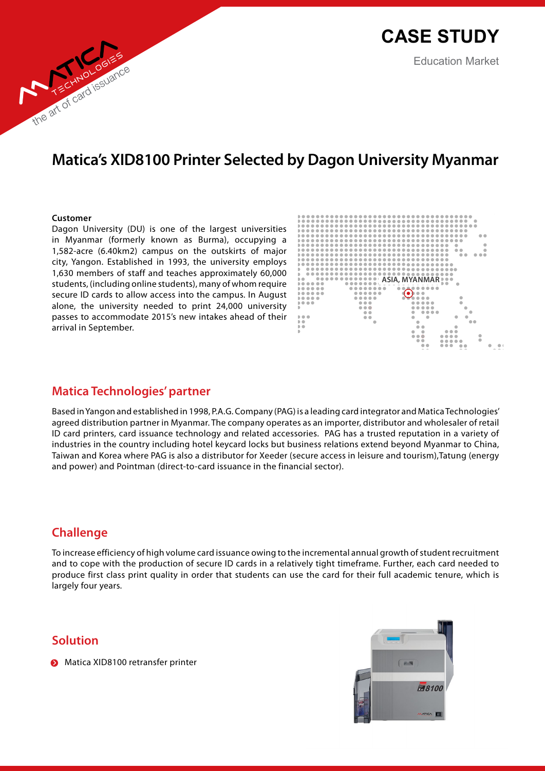# CASE STUDY

Education Market

# Matica's XID8100 Printer Selected by Dagon University Myanmar

**Customer**

Dagon University (DU) is one of the largest universities in Myanmar (formerly known as Burma), occupying a 1,582-acre (6.40km2) campus on the outskirts of major city, Yangon. Established in 1993, the university employs 1,630 members of staff and teaches approximately 60,000 students, (including online students), many of whom require secure ID cards to allow access into the campus. In August alone, the university needed to print 24,000 university passes to accommodate 2015's new intakes ahead of their arrival in September.

ASIA, MYANMAR

## Matica Technologies' partner

Based in Yangon and established in 1998, P.A.G. Company (PAG) is a leading card integrator and Matica Technologies' agreed distribution partner in Myanmar. The company operates as an importer, distributor and wholesaler of retail ID card printers, card issuance technology and related accessories. PAG has a trusted reputation in a variety of industries in the country including hotel keycard locks but business relations extend beyond Myanmar to China, Taiwan and Korea where PAG is also a distributor for Xeeder (secure access in leisure and tourism),Tatung (energy and power) and Pointman (direct-to-card issuance in the financial sector).

## Challenge

To increase efficiency of high volume card issuance owing to the incremental annual growth of student recruitment and to cope with the production of secure ID cards in a relatively tight timeframe. Further, each card needed to produce first class print quality in order that students can use the card for their full academic tenure, which is largely four years.

## Solution

- Matica XID8100 retransfer printer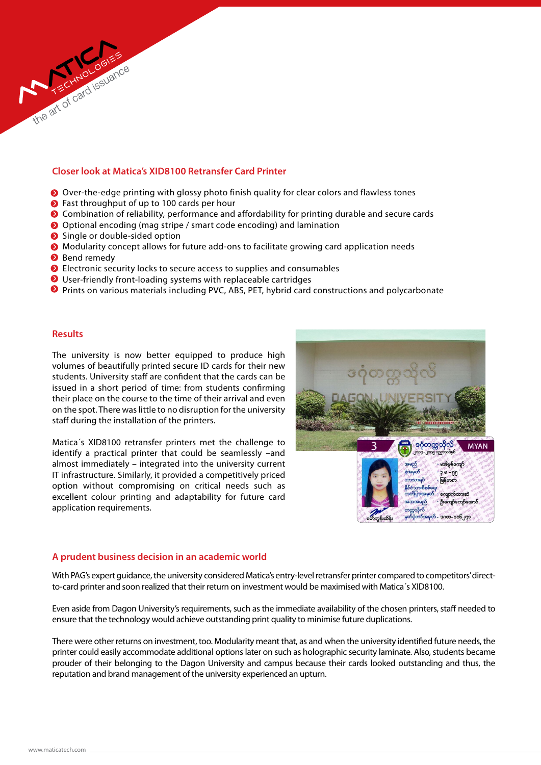## Closer look at Matica's XID8100 Retransfer Card Printer

- Over-the-edge printing with glossy photo finish quality for clear colors and flawless tones
- Fast throughput of up to 100 cards per hour
- Combination of reliability, performance and affordability for printing durable and secure cards
- Optional encoding (mag stripe / smart code encoding) and lamination
- Single or double-sided option
- Modularity concept allows for future add-ons to facilitate growing card application needs
- Bend remedy
- Electronic security locks to secure access to supplies and consumables
- User-friendly front-loading systems with replaceable cartridges
- Prints on various materials including PVC, ABS, PET, hybrid card constructions and polycarbonate

## Results

The university is now better equipped to produce high volumes of beautifully printed secure ID cards for their new students. University staff are confident that the cards can be issued in a short period of time: from students confirming their place on the course to the time of their arrival and even on the spot. There was little to no disruption for the university staff during the installation of the printers.

Matica´s XID8100 retransfer printers met the challenge to identify a practical printer that could be seamlessly –and almost immediately – integrated into the university current IT infrastructure. Similarly, it provided a competitively priced option without compromising on critical needs such as excellent colour printing and adaptability for future card application requirements.

## A prudent business decision in an academic world

With PAG's expert guidance, the university considered Matica's entry-level retransfer printer compared to competitors' direct-to-card printer and soon realized that their return on investment would be maximised with Matica´s XID8100.

Even aside from Dagon University's requirements, such as the immediate availability of the chosen printers, staff needed to ensure that the technology would achieve outstanding print quality to minimise future duplications.

There were other returns on investment, too. Modularity meant that, as and when the university identified future needs, the printer could easily accommodate additional options later on such as holographic security laminate. Also, students became prouder of their belonging to the Dagon University and campus because their cards looked outstanding and thus, the reputation and brand management of the university experienced an upturn.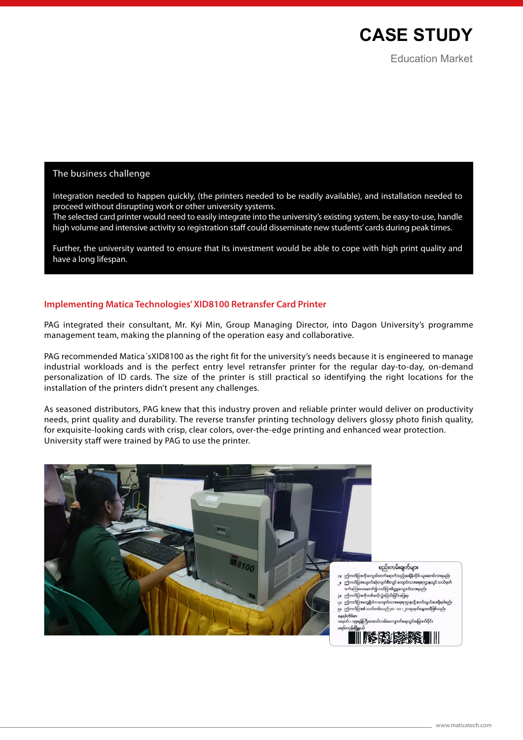# CASE STUDY

Education Market

## The business challenge

Integration needed to happen quickly, (the printers needed to be readily available), and installation needed to proceed without disrupting work or other university systems.
The selected card printer would need to easily integrate into the university's existing system, be easy-to-use, handle high volume and intensive activity so registration staff could disseminate new students' cards during peak times.

Further, the university wanted to ensure that its investment would be able to cope with high print quality and have a long lifespan.

## Implementing Matica Technologies' XID8100 Retransfer Card Printer

PAG integrated their consultant, Mr. Kyi Min, Group Managing Director, into Dagon University's programme management team, making the planning of the operation easy and collaborative.

PAG recommended Matica´sXID8100 as the right fit for the university's needs because it is engineered to manage industrial workloads and is the perfect entry level retransfer printer for the regular day-to-day, on-demand personalization of ID cards. The size of the printer is still practical so identifying the right locations for the installation of the printers didn't present any challenges.

As seasoned distributors, PAG knew that this industry proven and reliable printer would deliver on productivity needs, print quality and durability. The reverse transfer printing technology delivers glossy photo finish quality, for exquisite-looking cards with crisp, clear colors, over-the-edge printing and enhanced wear protection.
University staff were trained by PAG to use the printer.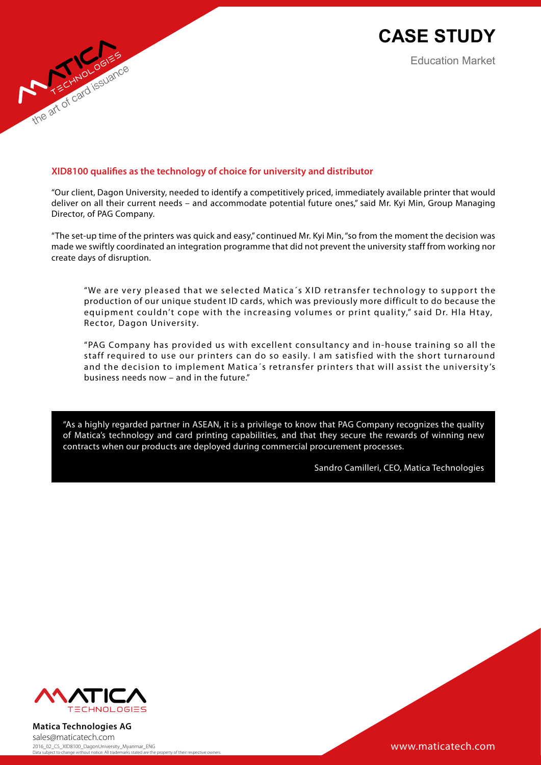# CASE STUDY

Education Market

### XID8100 qualifies as the technology of choice for university and distributor

"Our client, Dagon University, needed to identify a competitively priced, immediately available printer that would deliver on all their current needs – and accommodate potential future ones," said Mr. Kyi Min, Group Managing Director, of PAG Company.

"The set-up time of the printers was quick and easy," continued Mr. Kyi Min, "so from the moment the decision was made we swiftly coordinated an integration programme that did not prevent the university staff from working nor create days of disruption.

> "We are very pleased that we selected Matica´s XID retransfer technology to support the production of our unique student ID cards, which was previously more difficult to do because the equipment couldn't cope with the increasing volumes or print quality," said Dr. Hla Htay, Rector, Dagon University.
>
> "PAG Company has provided us with excellent consultancy and in-house training so all the staff required to use our printers can do so easily. I am satisfied with the short turnaround and the decision to implement Matica´s retransfer printers that will assist the university's business needs now – and in the future."

"As a highly regarded partner in ASEAN, it is a privilege to know that PAG Company recognizes the quality of Matica's technology and card printing capabilities, and that they secure the rewards of winning new contracts when our products are deployed during commercial procurement processes.

Sandro Camilleri, CEO, Matica Technologies

**Matica Technologies AG**
sales@maticatech.com
2016_02_CS_XID8100_DagonUniversity_Myanmar_ENG
Data subject to change without notice. All trademarks stated are the property of their respective owners.

www.maticatech.com